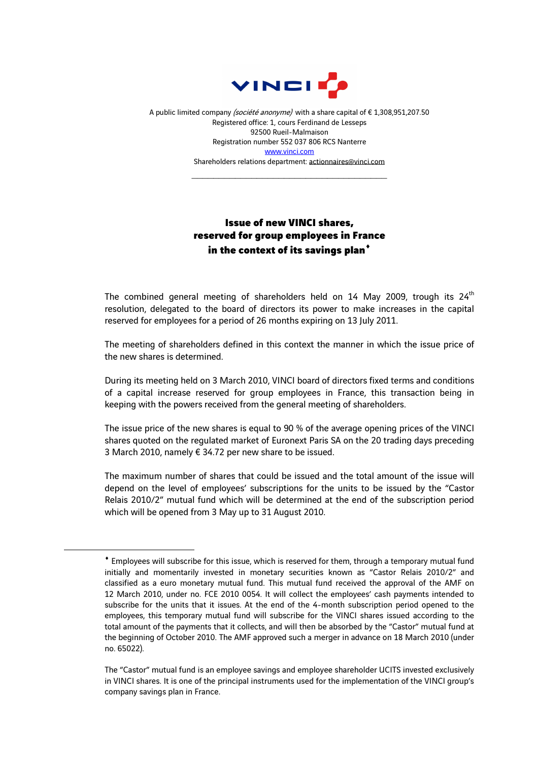VINCI

A public limited company *(société anonyme)* with a share capital of € 1,308,951,207.50
Registered office: 1, cours Ferdinand de Lesseps
92500 Rueil-Malmaison
Registration number 552 037 806 RCS Nanterre
www.vinci.com
Shareholders relations department: actionnaires@vinci.com

---

# Issue of new VINCI shares, reserved for group employees in France in the context of its savings plan♦

The combined general meeting of shareholders held on 14 May 2009, trough its 24th resolution, delegated to the board of directors its power to make increases in the capital reserved for employees for a period of 26 months expiring on 13 July 2011.

The meeting of shareholders defined in this context the manner in which the issue price of the new shares is determined.

During its meeting held on 3 March 2010, VINCI board of directors fixed terms and conditions of a capital increase reserved for group employees in France, this transaction being in keeping with the powers received from the general meeting of shareholders.

The issue price of the new shares is equal to 90 % of the average opening prices of the VINCI shares quoted on the regulated market of Euronext Paris SA on the 20 trading days preceding 3 March 2010, namely € 34.72 per new share to be issued.

The maximum number of shares that could be issued and the total amount of the issue will depend on the level of employees' subscriptions for the units to be issued by the "Castor Relais 2010/2" mutual fund which will be determined at the end of the subscription period which will be opened from 3 May up to 31 August 2010.

---

♦ Employees will subscribe for this issue, which is reserved for them, through a temporary mutual fund initially and momentarily invested in monetary securities known as "Castor Relais 2010/2" and classified as a euro monetary mutual fund. This mutual fund received the approval of the AMF on 12 March 2010, under no. FCE 2010 0054. It will collect the employees' cash payments intended to subscribe for the units that it issues. At the end of the 4-month subscription period opened to the employees, this temporary mutual fund will subscribe for the VINCI shares issued according to the total amount of the payments that it collects, and will then be absorbed by the "Castor" mutual fund at the beginning of October 2010. The AMF approved such a merger in advance on 18 March 2010 (under no. 65022).

The "Castor" mutual fund is an employee savings and employee shareholder UCITS invested exclusively in VINCI shares. It is one of the principal instruments used for the implementation of the VINCI group's company savings plan in France.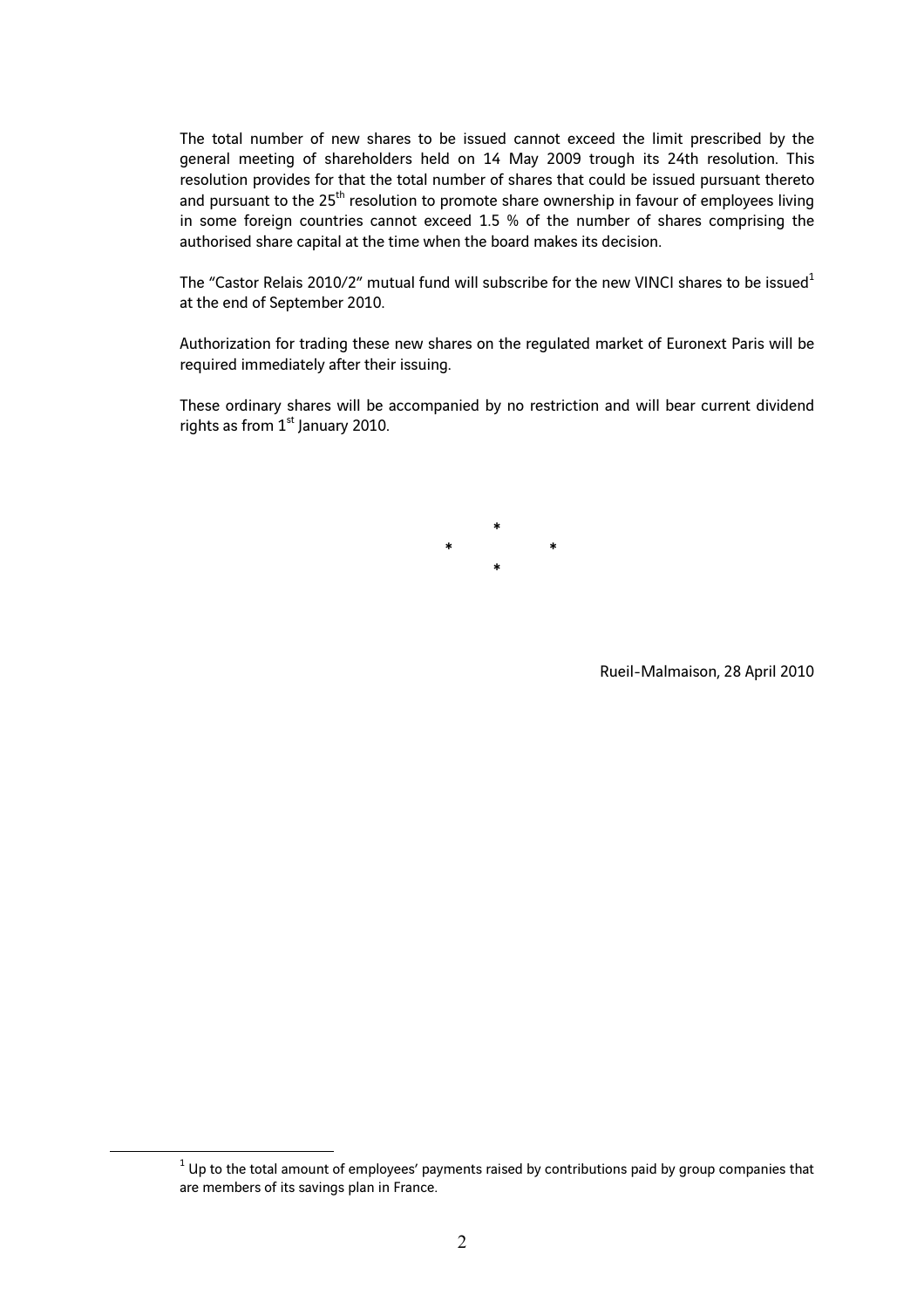The total number of new shares to be issued cannot exceed the limit prescribed by the general meeting of shareholders held on 14 May 2009 trough its 24th resolution. This resolution provides for that the total number of shares that could be issued pursuant thereto and pursuant to the 25th resolution to promote share ownership in favour of employees living in some foreign countries cannot exceed 1.5 % of the number of shares comprising the authorised share capital at the time when the board makes its decision.

The "Castor Relais 2010/2" mutual fund will subscribe for the new VINCI shares to be issued[1] at the end of September 2010.

Authorization for trading these new shares on the regulated market of Euronext Paris will be required immediately after their issuing.

These ordinary shares will be accompanied by no restriction and will bear current dividend rights as from 1st January 2010.

*

\*  \*

*

Rueil-Malmaison, 28 April 2010

---

[1] Up to the total amount of employees' payments raised by contributions paid by group companies that are members of its savings plan in France.